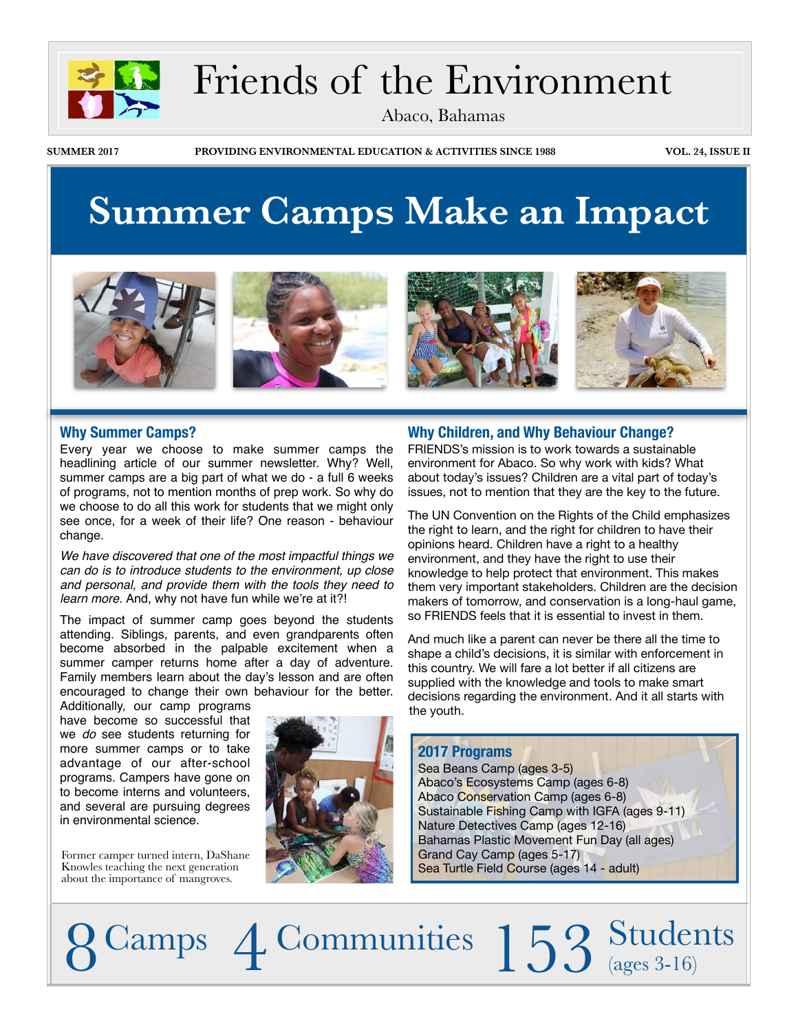# Friends of the Environment

Abaco, Bahamas

SUMMER 2017 | PROVIDING ENVIRONMENTAL EDUCATION & ACTIVITIES SINCE 1988 | VOL. 24, ISSUE II

## Summer Camps Make an Impact

### Why Summer Camps?

Every year we choose to make summer camps the headlining article of our summer newsletter. Why? Well, summer camps are a big part of what we do - a full 6 weeks of programs, not to mention months of prep work. So why do we choose to do all this work for students that we might only see once, for a week of their life? One reason - behaviour change.

*We have discovered that one of the most impactful things we can do is to introduce students to the environment, up close and personal, and provide them with the tools they need to learn more.* And, why not have fun while we're at it?!

The impact of summer camp goes beyond the students attending. Siblings, parents, and even grandparents often become absorbed in the palpable excitement when a summer camper returns home after a day of adventure. Family members learn about the day's lesson and are often encouraged to change their own behaviour for the better. Additionally, our camp programs have become so successful that we *do* see students returning for more summer camps or to take advantage of our after-school programs. Campers have gone on to become interns and volunteers, and several are pursuing degrees in environmental science.

Former camper turned intern, DaShane Knowles teaching the next generation about the importance of mangroves.

### Why Children, and Why Behaviour Change?

FRIENDS's mission is to work towards a sustainable environment for Abaco. So why work with kids? What about today's issues? Children are a vital part of today's issues, not to mention that they are the key to the future.

The UN Convention on the Rights of the Child emphasizes the right to learn, and the right for children to have their opinions heard. Children have a right to a healthy environment, and they have the right to use their knowledge to help protect that environment. This makes them very important stakeholders. Children are the decision makers of tomorrow, and conservation is a long-haul game, so FRIENDS feels that it is essential to invest in them.

And much like a parent can never be there all the time to shape a child's decisions, it is similar with enforcement in this country. We will fare a lot better if all citizens are supplied with the knowledge and tools to make smart decisions regarding the environment. And it all starts with the youth.

### 2017 Programs

Sea Beans Camp (ages 3-5)
Abaco's Ecosystems Camp (ages 6-8)
Abaco Conservation Camp (ages 6-8)
Sustainable Fishing Camp with IGFA (ages 9-11)
Nature Detectives Camp (ages 12-16)
Bahamas Plastic Movement Fun Day (all ages)
Grand Cay Camp (ages 5-17)
Sea Turtle Field Course (ages 14 - adult)

**8** Camps **4** Communities **153** Students (ages 3-16)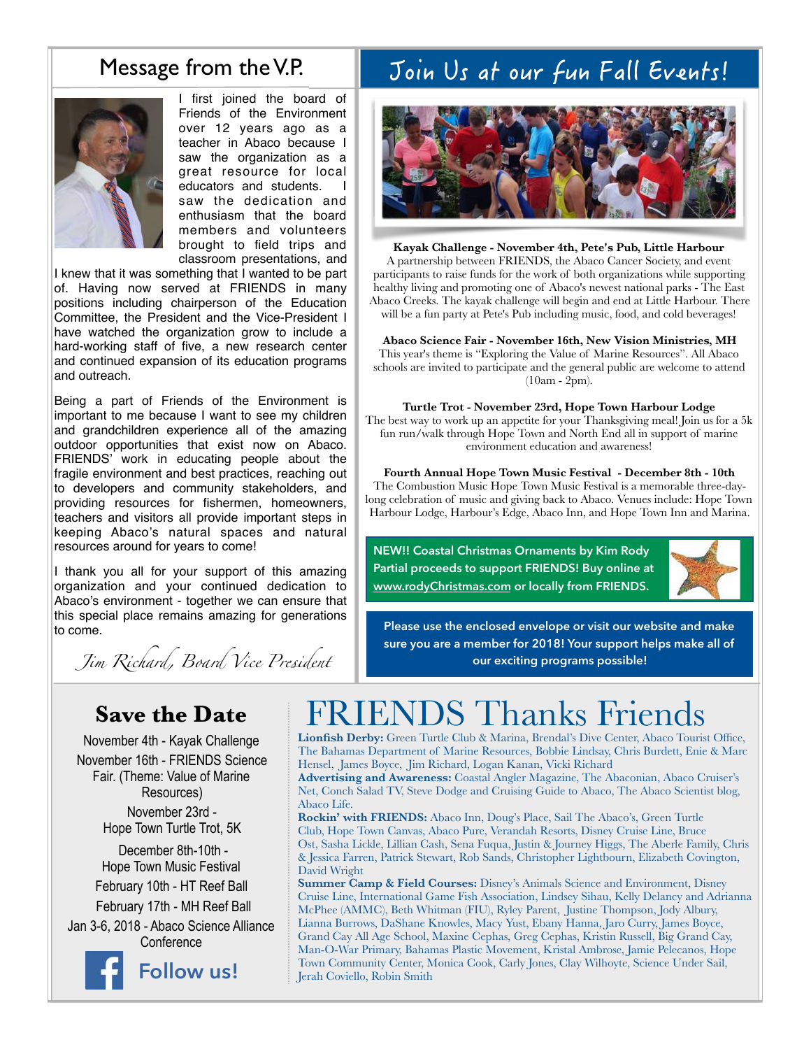## Message from the V.P.

I first joined the board of Friends of the Environment over 12 years ago as a teacher in Abaco because I saw the organization as a great resource for local educators and students. I saw the dedication and enthusiasm that the board members and volunteers brought to field trips and classroom presentations, and I knew that it was something that I wanted to be part of. Having now served at FRIENDS in many positions including chairperson of the Education Committee, the President and the Vice-President I have watched the organization grow to include a hard-working staff of five, a new research center and continued expansion of its education programs and outreach.

Being a part of Friends of the Environment is important to me because I want to see my children and grandchildren experience all of the amazing outdoor opportunities that exist now on Abaco. FRIENDS' work in educating people about the fragile environment and best practices, reaching out to developers and community stakeholders, and providing resources for fishermen, homeowners, teachers and visitors all provide important steps in keeping Abaco's natural spaces and natural resources around for years to come!

I thank you all for your support of this amazing organization and your continued dedication to Abaco's environment - together we can ensure that this special place remains amazing for generations to come.

*Jim Richard, Board Vice President*

## Join Us at our fun Fall Events!

**Kayak Challenge - November 4th, Pete's Pub, Little Harbour**
A partnership between FRIENDS, the Abaco Cancer Society, and event participants to raise funds for the work of both organizations while supporting healthy living and promoting one of Abaco's newest national parks - The East Abaco Creeks. The kayak challenge will begin and end at Little Harbour. There will be a fun party at Pete's Pub including music, food, and cold beverages!

**Abaco Science Fair - November 16th, New Vision Ministries, MH**
This year's theme is "Exploring the Value of Marine Resources". All Abaco schools are invited to participate and the general public are welcome to attend (10am - 2pm).

**Turtle Trot - November 23rd, Hope Town Harbour Lodge**
The best way to work up an appetite for your Thanksgiving meal! Join us for a 5k fun run/walk through Hope Town and North End all in support of marine environment education and awareness!

**Fourth Annual Hope Town Music Festival - December 8th - 10th**
The Combustion Music Hope Town Music Festival is a memorable three-day-long celebration of music and giving back to Abaco. Venues include: Hope Town Harbour Lodge, Harbour's Edge, Abaco Inn, and Hope Town Inn and Marina.

**NEW!! Coastal Christmas Ornaments by Kim Rody Partial proceeds to support FRIENDS! Buy online at www.rodyChristmas.com or locally from FRIENDS.**

**Please use the enclosed envelope or visit our website and make sure you are a member for 2018! Your support helps make all of our exciting programs possible!**

## Save the Date

November 4th - Kayak Challenge
November 16th - FRIENDS Science Fair. (Theme: Value of Marine Resources)
November 23rd - Hope Town Turtle Trot, 5K
December 8th-10th - Hope Town Music Festival
February 10th - HT Reef Ball
February 17th - MH Reef Ball
Jan 3-6, 2018 - Abaco Science Alliance Conference

Follow us!

# FRIENDS Thanks Friends

**Lionfish Derby:** Green Turtle Club & Marina, Brendal's Dive Center, Abaco Tourist Office, The Bahamas Department of Marine Resources, Bobbie Lindsay, Chris Burdett, Enie & Marc Hensel, James Boyce, Jim Richard, Logan Kanan, Vicki Richard

**Advertising and Awareness:** Coastal Angler Magazine, The Abaconian, Abaco Cruiser's Net, Conch Salad TV, Steve Dodge and Cruising Guide to Abaco, The Abaco Scientist blog, Abaco Life.

**Rockin' with FRIENDS:** Abaco Inn, Doug's Place, Sail The Abaco's, Green Turtle Club, Hope Town Canvas, Abaco Pure, Verandah Resorts, Disney Cruise Line, Bruce Ost, Sasha Lickle, Lillian Cash, Sena Fuqua, Justin & Journey Higgs, The Aberle Family, Chris & Jessica Farren, Patrick Stewart, Rob Sands, Christopher Lightbourn, Elizabeth Covington, David Wright

**Summer Camp & Field Courses:** Disney's Animals Science and Environment, Disney Cruise Line, International Game Fish Association, Lindsey Sihau, Kelly Delancy and Adrianna McPhee (AMMC), Beth Whitman (FIU), Ryley Parent, Justine Thompson, Jody Albury, Lianna Burrows, DaShane Knowles, Macy Yust, Ebany Hanna, Jaro Curry, James Boyce, Grand Cay All Age School, Maxine Cephas, Greg Cephas, Kristin Russell, Big Grand Cay, Man-O-War Primary, Bahamas Plastic Movement, Kristal Ambrose, Jamie Pelecanos, Hope Town Community Center, Monica Cook, Carly Jones, Clay Wilhoyte, Science Under Sail, Jerah Coviello, Robin Smith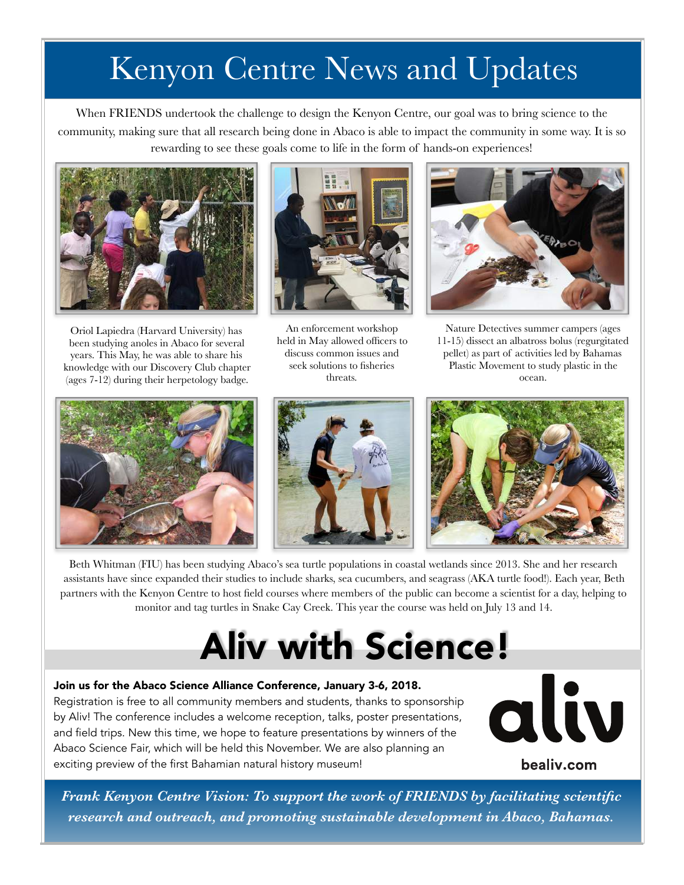# Kenyon Centre News and Updates

When FRIENDS undertook the challenge to design the Kenyon Centre, our goal was to bring science to the community, making sure that all research being done in Abaco is able to impact the community in some way. It is so rewarding to see these goals come to life in the form of hands-on experiences!

Oriol Lapiedra (Harvard University) has been studying anoles in Abaco for several years. This May, he was able to share his knowledge with our Discovery Club chapter (ages 7-12) during their herpetology badge.

An enforcement workshop held in May allowed officers to discuss common issues and seek solutions to fisheries threats.

Nature Detectives summer campers (ages 11-15) dissect an albatross bolus (regurgitated pellet) as part of activities led by Bahamas Plastic Movement to study plastic in the ocean.

Beth Whitman (FIU) has been studying Abaco's sea turtle populations in coastal wetlands since 2013. She and her research assistants have since expanded their studies to include sharks, sea cucumbers, and seagrass (AKA turtle food!). Each year, Beth partners with the Kenyon Centre to host field courses where members of the public can become a scientist for a day, helping to monitor and tag turtles in Snake Cay Creek. This year the course was held on July 13 and 14.

# Aliv with Science!

**Join us for the Abaco Science Alliance Conference, January 3-6, 2018.**
Registration is free to all community members and students, thanks to sponsorship by Aliv! The conference includes a welcome reception, talks, poster presentations, and field trips. New this time, we hope to feature presentations by winners of the Abaco Science Fair, which will be held this November. We are also planning an exciting preview of the first Bahamian natural history museum!

aliv

bealiv.com

***Frank Kenyon Centre Vision: To support the work of FRIENDS by facilitating scientific research and outreach, and promoting sustainable development in Abaco, Bahamas.***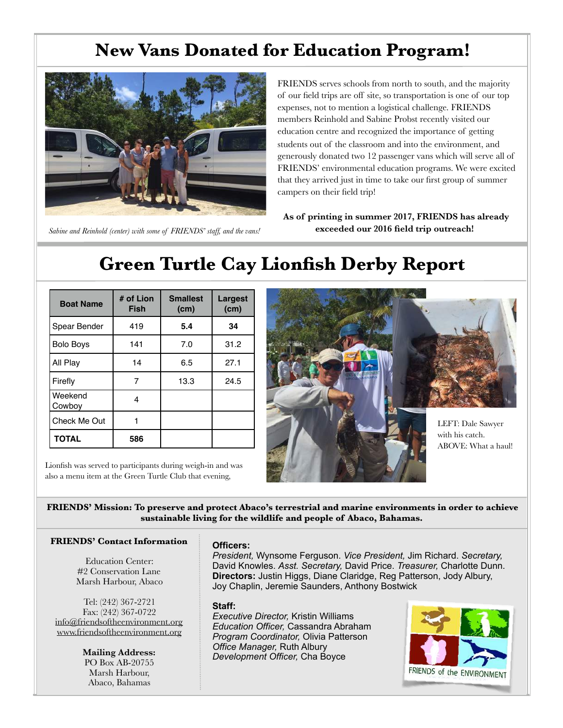# New Vans Donated for Education Program!

*Sabine and Reinhold (center) with some of FRIENDS' staff, and the vans!*

FRIENDS serves schools from north to south, and the majority of our field trips are off site, so transportation is one of our top expenses, not to mention a logistical challenge. FRIENDS members Reinhold and Sabine Probst recently visited our education centre and recognized the importance of getting students out of the classroom and into the environment, and generously donated two 12 passenger vans which will serve all of FRIENDS' environmental education programs. We were excited that they arrived just in time to take our first group of summer campers on their field trip!

**As of printing in summer 2017, FRIENDS has already exceeded our 2016 field trip outreach!**

# Green Turtle Cay Lionfish Derby Report

| Boat Name | # of Lion Fish | Smallest (cm) | Largest (cm) |
|---|---|---|---|
| Spear Bender | 419 | **5.4** | **34** |
| Bolo Boys | 141 | 7.0 | 31.2 |
| All Play | 14 | 6.5 | 27.1 |
| Firefly | 7 | 13.3 | 24.5 |
| Weekend Cowboy | 4 | | |
| Check Me Out | 1 | | |
| **TOTAL** | **586** | | |

Lionfish was served to participants during weigh-in and was also a menu item at the Green Turtle Club that evening,

LEFT: Dale Sawyer with his catch.
ABOVE: What a haul!

**FRIENDS' Mission: To preserve and protect Abaco's terrestrial and marine environments in order to achieve sustainable living for the wildlife and people of Abaco, Bahamas.**

**FRIENDS' Contact Information**

Education Center:
#2 Conservation Lane
Marsh Harbour, Abaco

Tel: (242) 367-2721
Fax: (242) 367-0722
info@friendsoftheenvironment.org
www.friendsoftheenvironment.org

**Mailing Address:**
PO Box AB-20755
Marsh Harbour,
Abaco, Bahamas

**Officers:**
*President,* Wynsome Ferguson. *Vice President,* Jim Richard. *Secretary,* David Knowles. *Asst. Secretary,* David Price. *Treasurer,* Charlotte Dunn.
**Directors:** Justin Higgs, Diane Claridge, Reg Patterson, Jody Albury, Joy Chaplin, Jeremie Saunders, Anthony Bostwick

**Staff:**
*Executive Director,* Kristin Williams
*Education Officer,* Cassandra Abraham
*Program Coordinator,* Olivia Patterson
*Office Manager,* Ruth Albury
*Development Officer,* Cha Boyce

FRIENDS of the ENVIRONMENT